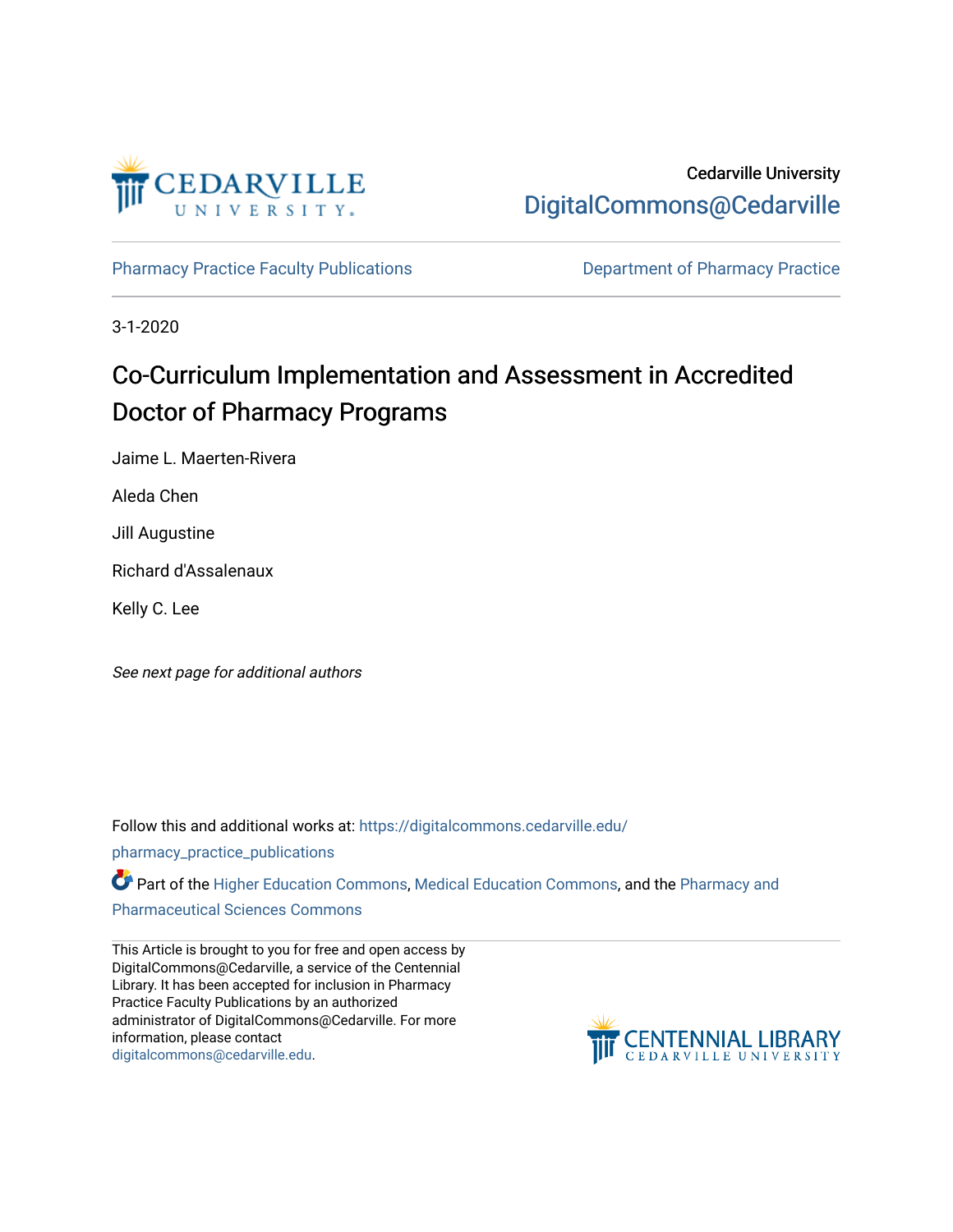Cedarville University

DigitalCommons@Cedarville

Pharmacy Practice Faculty Publications

Department of Pharmacy Practice

3-1-2020

# Co-Curriculum Implementation and Assessment in Accredited Doctor of Pharmacy Programs

Jaime L. Maerten-Rivera

Aleda Chen

Jill Augustine

Richard d'Assalenaux

Kelly C. Lee

*See next page for additional authors*

Follow this and additional works at: https://digitalcommons.cedarville.edu/pharmacy_practice_publications

Part of the Higher Education Commons, Medical Education Commons, and the Pharmacy and Pharmaceutical Sciences Commons

This Article is brought to you for free and open access by DigitalCommons@Cedarville, a service of the Centennial Library. It has been accepted for inclusion in Pharmacy Practice Faculty Publications by an authorized administrator of DigitalCommons@Cedarville. For more information, please contact digitalcommons@cedarville.edu.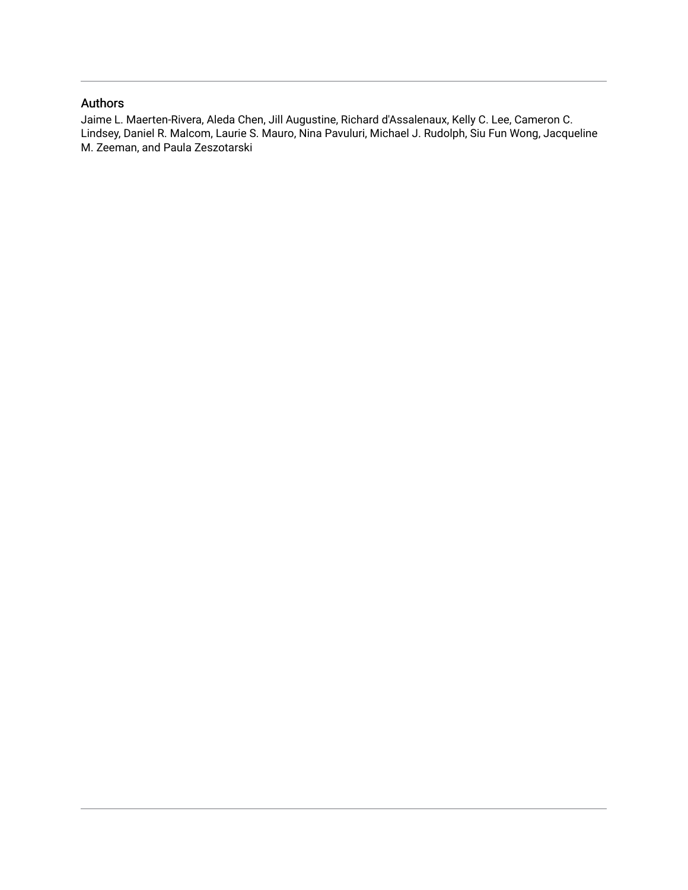## Authors

Jaime L. Maerten-Rivera, Aleda Chen, Jill Augustine, Richard d'Assalenaux, Kelly C. Lee, Cameron C. Lindsey, Daniel R. Malcom, Laurie S. Mauro, Nina Pavuluri, Michael J. Rudolph, Siu Fun Wong, Jacqueline M. Zeeman, and Paula Zeszotarski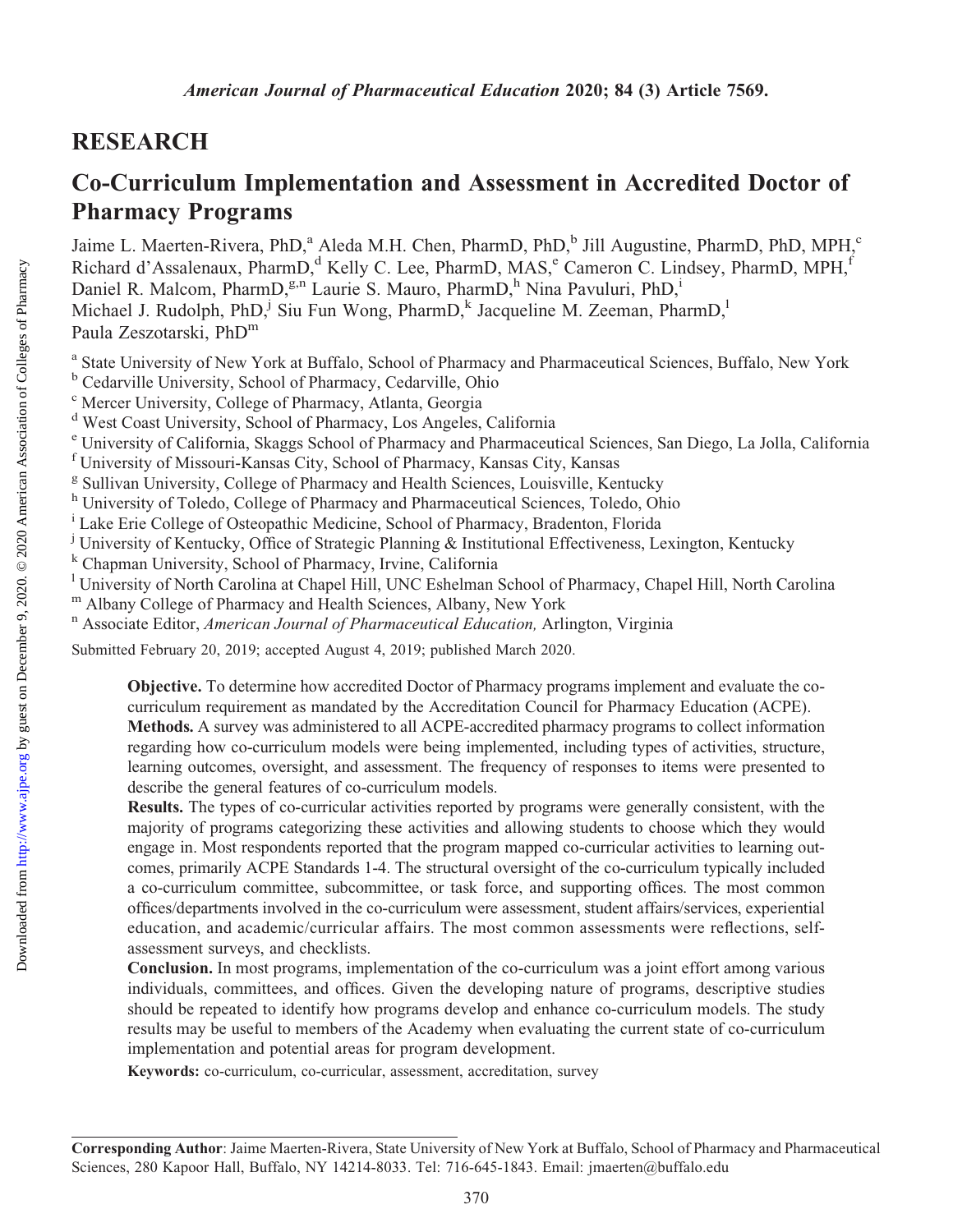## RESEARCH

# Co-Curriculum Implementation and Assessment in Accredited Doctor of Pharmacy Programs

Jaime L. Maerten-Rivera, PhD,[a] Aleda M.H. Chen, PharmD, PhD,[b] Jill Augustine, PharmD, PhD, MPH,[c] Richard d'Assalenaux, PharmD,[d] Kelly C. Lee, PharmD, MAS,[e] Cameron C. Lindsey, PharmD, MPH,[f] Daniel R. Malcom, PharmD,[g,n] Laurie S. Mauro, PharmD,[h] Nina Pavuluri, PhD,[i] Michael J. Rudolph, PhD,[j] Siu Fun Wong, PharmD,[k] Jacqueline M. Zeeman, PharmD,[l] Paula Zeszotarski, PhD[m]

[a] State University of New York at Buffalo, School of Pharmacy and Pharmaceutical Sciences, Buffalo, New York
[b] Cedarville University, School of Pharmacy, Cedarville, Ohio
[c] Mercer University, College of Pharmacy, Atlanta, Georgia
[d] West Coast University, School of Pharmacy, Los Angeles, California
[e] University of California, Skaggs School of Pharmacy and Pharmaceutical Sciences, San Diego, La Jolla, California
[f] University of Missouri-Kansas City, School of Pharmacy, Kansas City, Kansas
[g] Sullivan University, College of Pharmacy and Health Sciences, Louisville, Kentucky
[h] University of Toledo, College of Pharmacy and Pharmaceutical Sciences, Toledo, Ohio
[i] Lake Erie College of Osteopathic Medicine, School of Pharmacy, Bradenton, Florida
[j] University of Kentucky, Office of Strategic Planning & Institutional Effectiveness, Lexington, Kentucky
[k] Chapman University, School of Pharmacy, Irvine, California
[l] University of North Carolina at Chapel Hill, UNC Eshelman School of Pharmacy, Chapel Hill, North Carolina
[m] Albany College of Pharmacy and Health Sciences, Albany, New York
[n] Associate Editor, *American Journal of Pharmaceutical Education,* Arlington, Virginia

Submitted February 20, 2019; accepted August 4, 2019; published March 2020.

**Objective.** To determine how accredited Doctor of Pharmacy programs implement and evaluate the co-curriculum requirement as mandated by the Accreditation Council for Pharmacy Education (ACPE).

**Methods.** A survey was administered to all ACPE-accredited pharmacy programs to collect information regarding how co-curriculum models were being implemented, including types of activities, structure, learning outcomes, oversight, and assessment. The frequency of responses to items were presented to describe the general features of co-curriculum models.

**Results.** The types of co-curricular activities reported by programs were generally consistent, with the majority of programs categorizing these activities and allowing students to choose which they would engage in. Most respondents reported that the program mapped co-curricular activities to learning outcomes, primarily ACPE Standards 1-4. The structural oversight of the co-curriculum typically included a co-curriculum committee, subcommittee, or task force, and supporting offices. The most common offices/departments involved in the co-curriculum were assessment, student affairs/services, experiential education, and academic/curricular affairs. The most common assessments were reflections, self-assessment surveys, and checklists.

**Conclusion.** In most programs, implementation of the co-curriculum was a joint effort among various individuals, committees, and offices. Given the developing nature of programs, descriptive studies should be repeated to identify how programs develop and enhance co-curriculum models. The study results may be useful to members of the Academy when evaluating the current state of co-curriculum implementation and potential areas for program development.

**Keywords:** co-curriculum, co-curricular, assessment, accreditation, survey

---

**Corresponding Author**: Jaime Maerten-Rivera, State University of New York at Buffalo, School of Pharmacy and Pharmaceutical Sciences, 280 Kapoor Hall, Buffalo, NY 14214-8033. Tel: 716-645-1843. Email: jmaerten@buffalo.edu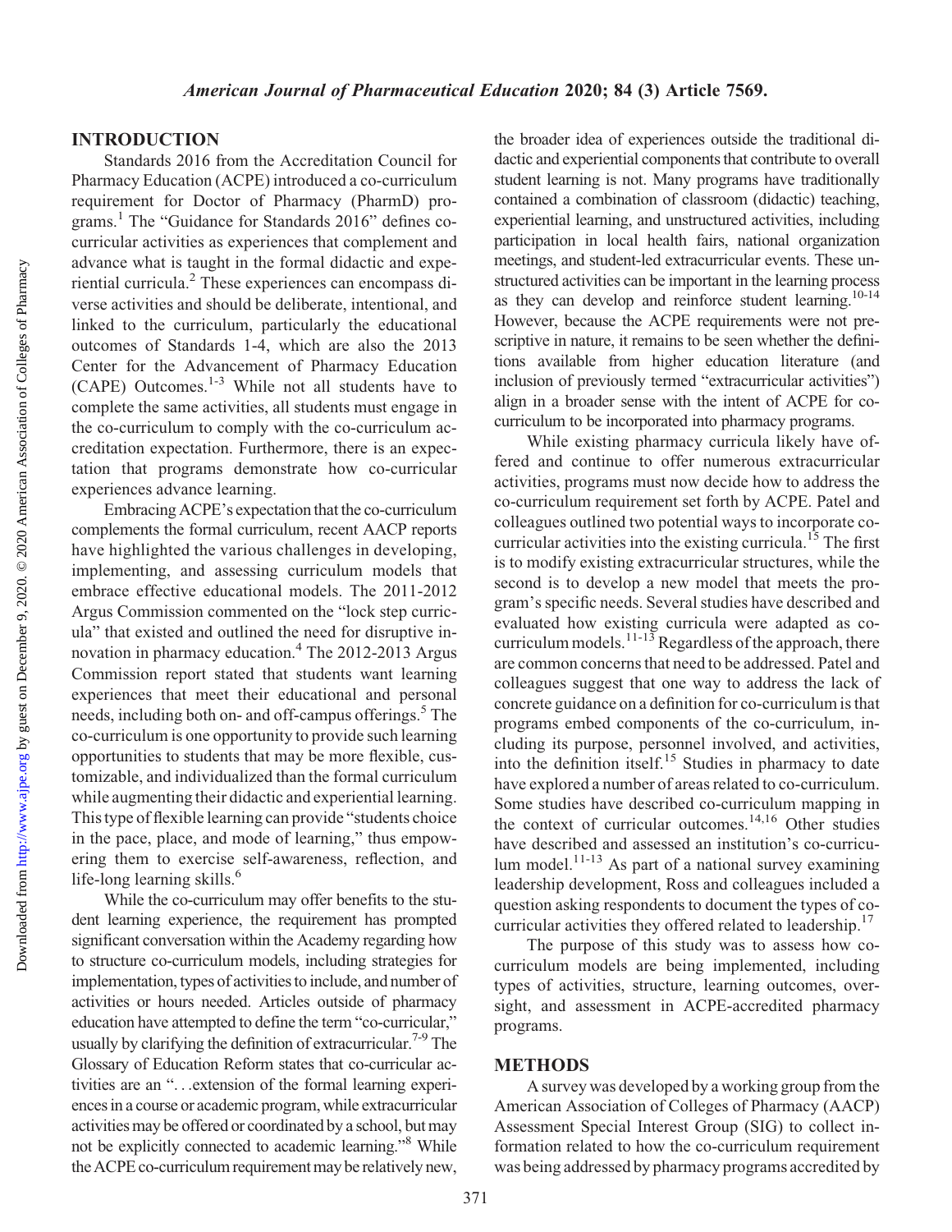## INTRODUCTION

Standards 2016 from the Accreditation Council for Pharmacy Education (ACPE) introduced a co-curriculum requirement for Doctor of Pharmacy (PharmD) programs.[1] The "Guidance for Standards 2016" defines co-curricular activities as experiences that complement and advance what is taught in the formal didactic and experiential curricula.[2] These experiences can encompass diverse activities and should be deliberate, intentional, and linked to the curriculum, particularly the educational outcomes of Standards 1-4, which are also the 2013 Center for the Advancement of Pharmacy Education (CAPE) Outcomes.[1-3] While not all students have to complete the same activities, all students must engage in the co-curriculum to comply with the co-curriculum accreditation expectation. Furthermore, there is an expectation that programs demonstrate how co-curricular experiences advance learning.

Embracing ACPE's expectation that the co-curriculum complements the formal curriculum, recent AACP reports have highlighted the various challenges in developing, implementing, and assessing curriculum models that embrace effective educational models. The 2011-2012 Argus Commission commented on the "lock step curricula" that existed and outlined the need for disruptive innovation in pharmacy education.[4] The 2012-2013 Argus Commission report stated that students want learning experiences that meet their educational and personal needs, including both on- and off-campus offerings.[5] The co-curriculum is one opportunity to provide such learning opportunities to students that may be more flexible, customizable, and individualized than the formal curriculum while augmenting their didactic and experiential learning. This type of flexible learning can provide "students choice in the pace, place, and mode of learning," thus empowering them to exercise self-awareness, reflection, and life-long learning skills.[6]

While the co-curriculum may offer benefits to the student learning experience, the requirement has prompted significant conversation within the Academy regarding how to structure co-curriculum models, including strategies for implementation, types of activities to include, and number of activities or hours needed. Articles outside of pharmacy education have attempted to define the term "co-curricular," usually by clarifying the definition of extracurricular.[7-9] The Glossary of Education Reform states that co-curricular activities are an "...extension of the formal learning experiences in a course or academic program, while extracurricular activities may be offered or coordinated by a school, but may not be explicitly connected to academic learning."[8] While the ACPE co-curriculum requirement may be relatively new, the broader idea of experiences outside the traditional didactic and experiential components that contribute to overall student learning is not. Many programs have traditionally contained a combination of classroom (didactic) teaching, experiential learning, and unstructured activities, including participation in local health fairs, national organization meetings, and student-led extracurricular events. These unstructured activities can be important in the learning process as they can develop and reinforce student learning.[10-14] However, because the ACPE requirements were not prescriptive in nature, it remains to be seen whether the definitions available from higher education literature (and inclusion of previously termed "extracurricular activities") align in a broader sense with the intent of ACPE for co-curriculum to be incorporated into pharmacy programs.

While existing pharmacy curricula likely have offered and continue to offer numerous extracurricular activities, programs must now decide how to address the co-curriculum requirement set forth by ACPE. Patel and colleagues outlined two potential ways to incorporate co-curricular activities into the existing curricula.[15] The first is to modify existing extracurricular structures, while the second is to develop a new model that meets the program's specific needs. Several studies have described and evaluated how existing curricula were adapted as co-curriculum models.[11-13] Regardless of the approach, there are common concerns that need to be addressed. Patel and colleagues suggest that one way to address the lack of concrete guidance on a definition for co-curriculum is that programs embed components of the co-curriculum, including its purpose, personnel involved, and activities, into the definition itself.[15] Studies in pharmacy to date have explored a number of areas related to co-curriculum. Some studies have described co-curriculum mapping in the context of curricular outcomes.[14,16] Other studies have described and assessed an institution's co-curriculum model.[11-13] As part of a national survey examining leadership development, Ross and colleagues included a question asking respondents to document the types of co-curricular activities they offered related to leadership.[17]

The purpose of this study was to assess how co-curriculum models are being implemented, including types of activities, structure, learning outcomes, oversight, and assessment in ACPE-accredited pharmacy programs.

## METHODS

A survey was developed by a working group from the American Association of Colleges of Pharmacy (AACP) Assessment Special Interest Group (SIG) to collect information related to how the co-curriculum requirement was being addressed by pharmacy programs accredited by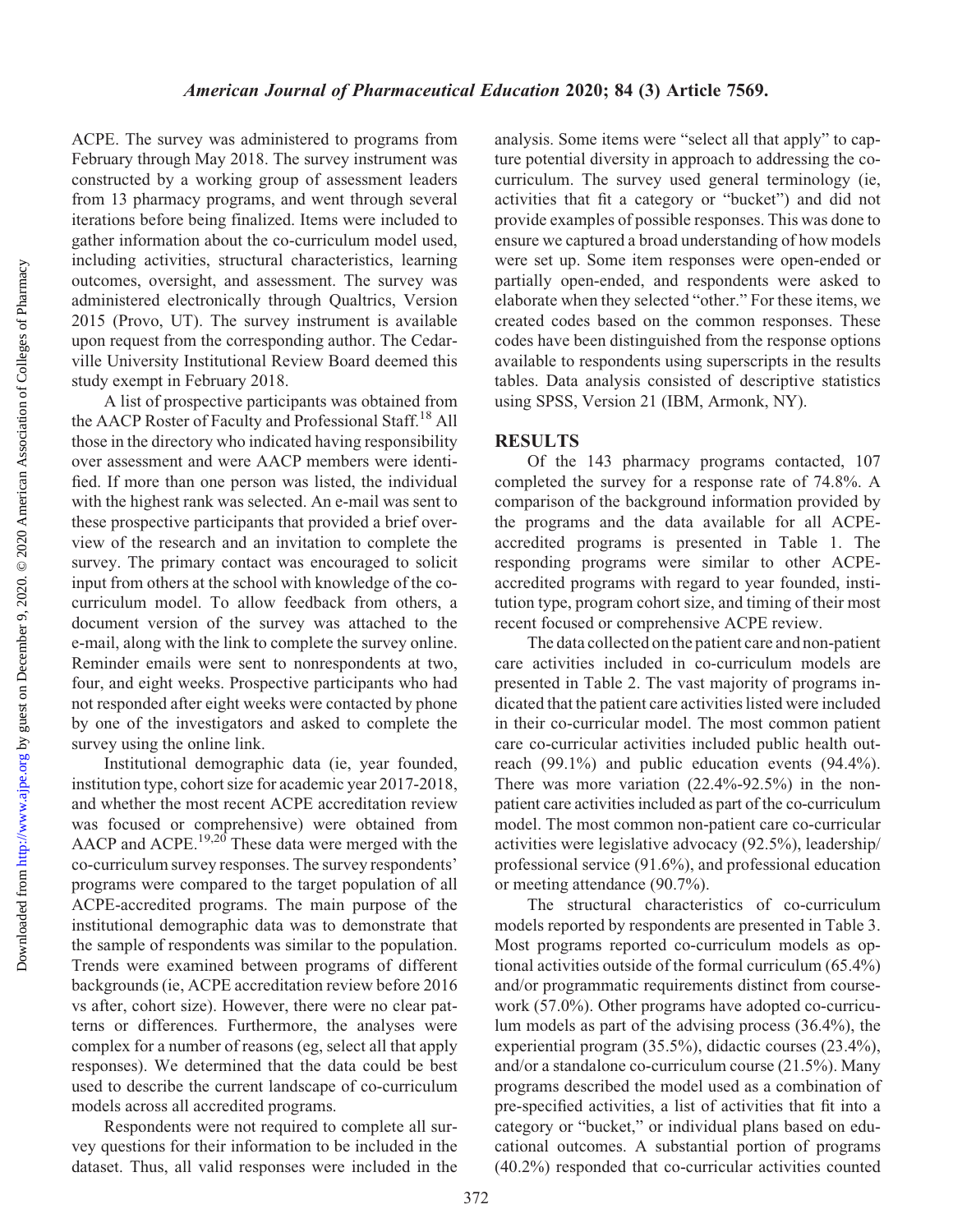ACPE. The survey was administered to programs from February through May 2018. The survey instrument was constructed by a working group of assessment leaders from 13 pharmacy programs, and went through several iterations before being finalized. Items were included to gather information about the co-curriculum model used, including activities, structural characteristics, learning outcomes, oversight, and assessment. The survey was administered electronically through Qualtrics, Version 2015 (Provo, UT). The survey instrument is available upon request from the corresponding author. The Cedarville University Institutional Review Board deemed this study exempt in February 2018.

A list of prospective participants was obtained from the AACP Roster of Faculty and Professional Staff.[18] All those in the directory who indicated having responsibility over assessment and were AACP members were identified. If more than one person was listed, the individual with the highest rank was selected. An e-mail was sent to these prospective participants that provided a brief overview of the research and an invitation to complete the survey. The primary contact was encouraged to solicit input from others at the school with knowledge of the co-curriculum model. To allow feedback from others, a document version of the survey was attached to the e-mail, along with the link to complete the survey online. Reminder emails were sent to nonrespondents at two, four, and eight weeks. Prospective participants who had not responded after eight weeks were contacted by phone by one of the investigators and asked to complete the survey using the online link.

Institutional demographic data (ie, year founded, institution type, cohort size for academic year 2017-2018, and whether the most recent ACPE accreditation review was focused or comprehensive) were obtained from AACP and ACPE.[19,20] These data were merged with the co-curriculum survey responses. The survey respondents' programs were compared to the target population of all ACPE-accredited programs. The main purpose of the institutional demographic data was to demonstrate that the sample of respondents was similar to the population. Trends were examined between programs of different backgrounds (ie, ACPE accreditation review before 2016 vs after, cohort size). However, there were no clear patterns or differences. Furthermore, the analyses were complex for a number of reasons (eg, select all that apply responses). We determined that the data could be best used to describe the current landscape of co-curriculum models across all accredited programs.

Respondents were not required to complete all survey questions for their information to be included in the dataset. Thus, all valid responses were included in the analysis. Some items were "select all that apply" to capture potential diversity in approach to addressing the co-curriculum. The survey used general terminology (ie, activities that fit a category or "bucket") and did not provide examples of possible responses. This was done to ensure we captured a broad understanding of how models were set up. Some item responses were open-ended or partially open-ended, and respondents were asked to elaborate when they selected "other." For these items, we created codes based on the common responses. These codes have been distinguished from the response options available to respondents using superscripts in the results tables. Data analysis consisted of descriptive statistics using SPSS, Version 21 (IBM, Armonk, NY).

## RESULTS

Of the 143 pharmacy programs contacted, 107 completed the survey for a response rate of 74.8%. A comparison of the background information provided by the programs and the data available for all ACPE-accredited programs is presented in Table 1. The responding programs were similar to other ACPE-accredited programs with regard to year founded, institution type, program cohort size, and timing of their most recent focused or comprehensive ACPE review.

The data collected on the patient care and non-patient care activities included in co-curriculum models are presented in Table 2. The vast majority of programs indicated that the patient care activities listed were included in their co-curricular model. The most common patient care co-curricular activities included public health outreach (99.1%) and public education events (94.4%). There was more variation (22.4%-92.5%) in the non-patient care activities included as part of the co-curriculum model. The most common non-patient care co-curricular activities were legislative advocacy (92.5%), leadership/professional service (91.6%), and professional education or meeting attendance (90.7%).

The structural characteristics of co-curriculum models reported by respondents are presented in Table 3. Most programs reported co-curriculum models as optional activities outside of the formal curriculum (65.4%) and/or programmatic requirements distinct from coursework (57.0%). Other programs have adopted co-curriculum models as part of the advising process (36.4%), the experiential program (35.5%), didactic courses (23.4%), and/or a standalone co-curriculum course (21.5%). Many programs described the model used as a combination of pre-specified activities, a list of activities that fit into a category or "bucket," or individual plans based on educational outcomes. A substantial portion of programs (40.2%) responded that co-curricular activities counted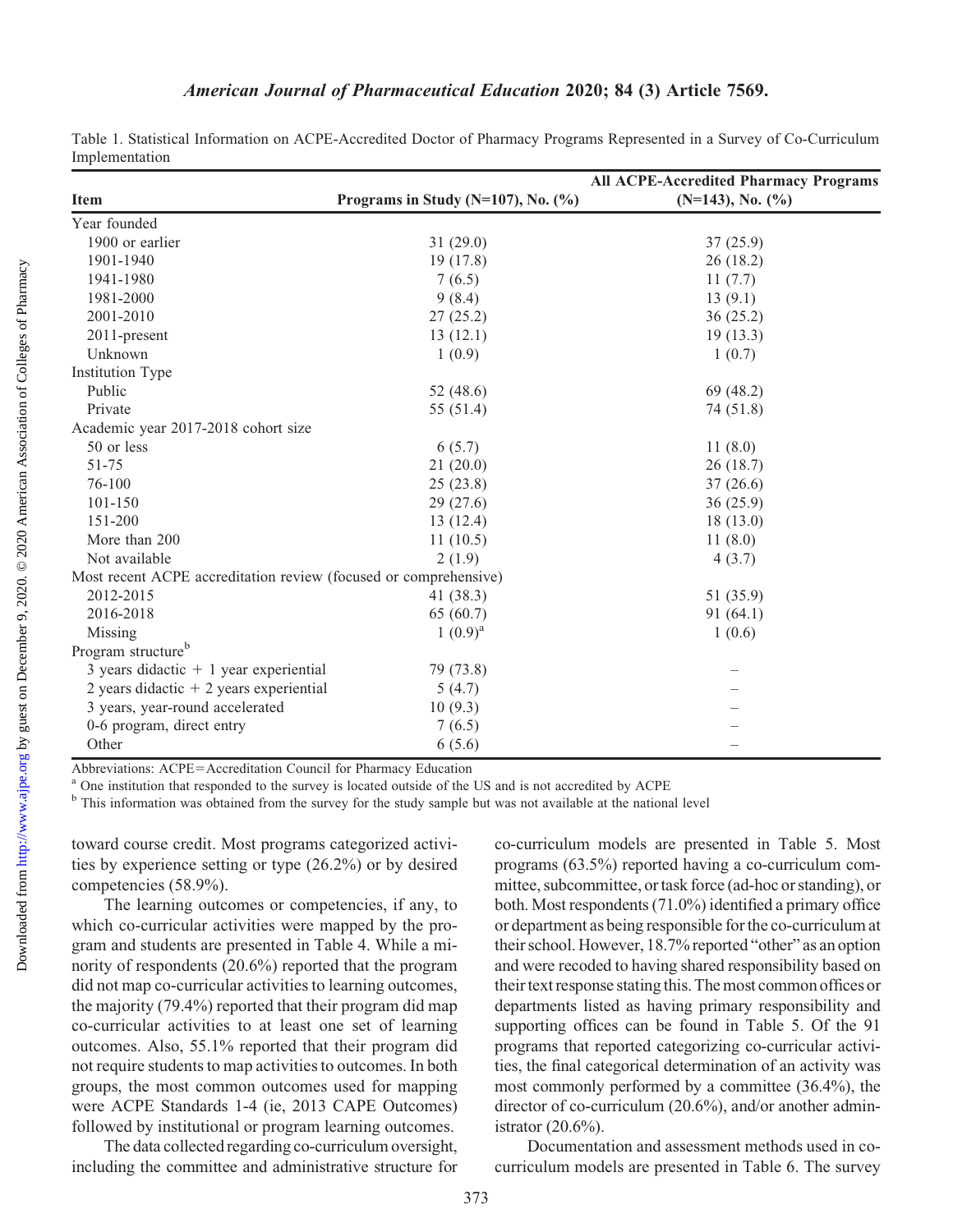Table 1. Statistical Information on ACPE-Accredited Doctor of Pharmacy Programs Represented in a Survey of Co-Curriculum Implementation

| Item | Programs in Study (N=107), No. (%) | All ACPE-Accredited Pharmacy Programs (N=143), No. (%) |
|---|---|---|
| Year founded | | |
| 1900 or earlier | 31 (29.0) | 37 (25.9) |
| 1901-1940 | 19 (17.8) | 26 (18.2) |
| 1941-1980 | 7 (6.5) | 11 (7.7) |
| 1981-2000 | 9 (8.4) | 13 (9.1) |
| 2001-2010 | 27 (25.2) | 36 (25.2) |
| 2011-present | 13 (12.1) | 19 (13.3) |
| Unknown | 1 (0.9) | 1 (0.7) |
| Institution Type | | |
| Public | 52 (48.6) | 69 (48.2) |
| Private | 55 (51.4) | 74 (51.8) |
| Academic year 2017-2018 cohort size | | |
| 50 or less | 6 (5.7) | 11 (8.0) |
| 51-75 | 21 (20.0) | 26 (18.7) |
| 76-100 | 25 (23.8) | 37 (26.6) |
| 101-150 | 29 (27.6) | 36 (25.9) |
| 151-200 | 13 (12.4) | 18 (13.0) |
| More than 200 | 11 (10.5) | 11 (8.0) |
| Not available | 2 (1.9) | 4 (3.7) |
| Most recent ACPE accreditation review (focused or comprehensive) | | |
| 2012-2015 | 41 (38.3) | 51 (35.9) |
| 2016-2018 | 65 (60.7) | 91 (64.1) |
| Missing | 1 (0.9)[a] | 1 (0.6) |
| Program structure[b] | | |
| 3 years didactic + 1 year experiential | 79 (73.8) | – |
| 2 years didactic + 2 years experiential | 5 (4.7) | – |
| 3 years, year-round accelerated | 10 (9.3) | – |
| 0-6 program, direct entry | 7 (6.5) | – |
| Other | 6 (5.6) | – |

Abbreviations: ACPE=Accreditation Council for Pharmacy Education

[a] One institution that responded to the survey is located outside of the US and is not accredited by ACPE

[b] This information was obtained from the survey for the study sample but was not available at the national level

toward course credit. Most programs categorized activities by experience setting or type (26.2%) or by desired competencies (58.9%).

The learning outcomes or competencies, if any, to which co-curricular activities were mapped by the program and students are presented in Table 4. While a minority of respondents (20.6%) reported that the program did not map co-curricular activities to learning outcomes, the majority (79.4%) reported that their program did map co-curricular activities to at least one set of learning outcomes. Also, 55.1% reported that their program did not require students to map activities to outcomes. In both groups, the most common outcomes used for mapping were ACPE Standards 1-4 (ie, 2013 CAPE Outcomes) followed by institutional or program learning outcomes.

The data collected regarding co-curriculum oversight, including the committee and administrative structure for co-curriculum models are presented in Table 5. Most programs (63.5%) reported having a co-curriculum committee, subcommittee, or task force (ad-hoc or standing), or both. Most respondents (71.0%) identified a primary office or department as being responsible for the co-curriculum at their school. However, 18.7% reported "other" as an option and were recoded to having shared responsibility based on their text response stating this. The most common offices or departments listed as having primary responsibility and supporting offices can be found in Table 5. Of the 91 programs that reported categorizing co-curricular activities, the final categorical determination of an activity was most commonly performed by a committee (36.4%), the director of co-curriculum (20.6%), and/or another administrator (20.6%).

Documentation and assessment methods used in co-curriculum models are presented in Table 6. The survey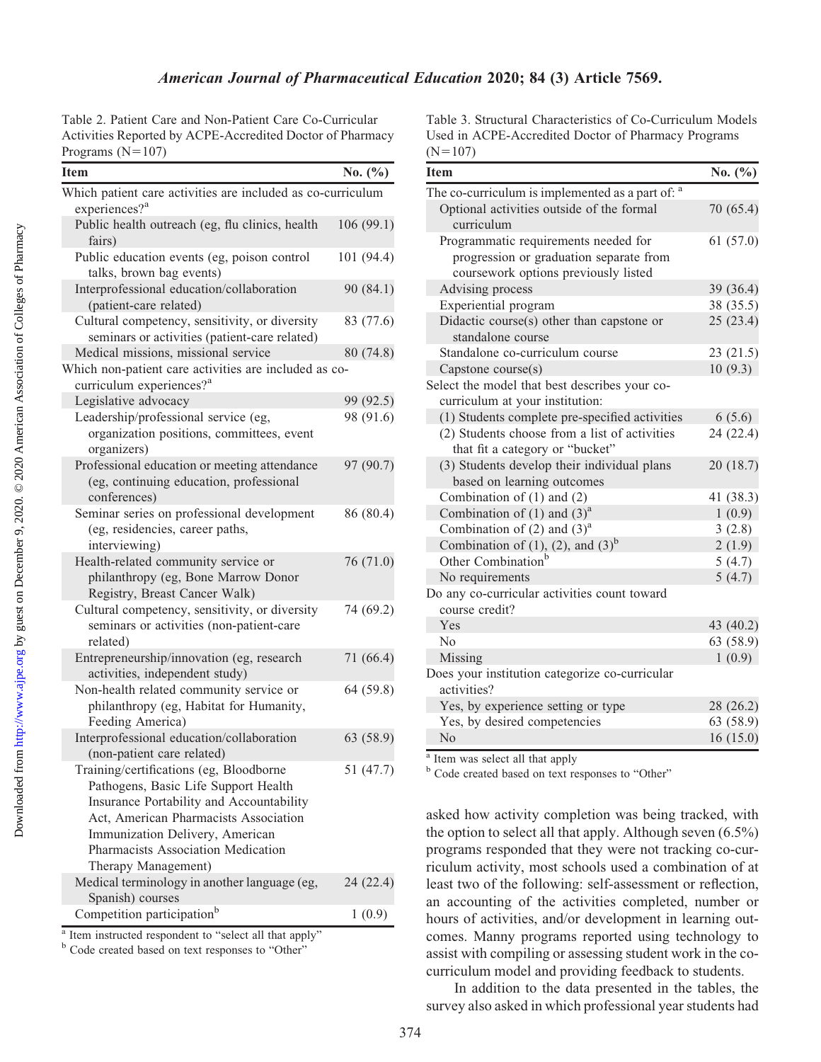Table 2. Patient Care and Non-Patient Care Co-Curricular Activities Reported by ACPE-Accredited Doctor of Pharmacy Programs (N=107)

| Item | No. (%) |
|---|---|
| Which patient care activities are included as co-curriculum experiences?[a] | |
| Public health outreach (eg, flu clinics, health fairs) | 106 (99.1) |
| Public education events (eg, poison control talks, brown bag events) | 101 (94.4) |
| Interprofessional education/collaboration (patient-care related) | 90 (84.1) |
| Cultural competency, sensitivity, or diversity seminars or activities (patient-care related) | 83 (77.6) |
| Medical missions, missional service | 80 (74.8) |
| Which non-patient care activities are included as co-curriculum experiences?[a] | |
| Legislative advocacy | 99 (92.5) |
| Leadership/professional service (eg, organization positions, committees, event organizers) | 98 (91.6) |
| Professional education or meeting attendance (eg, continuing education, professional conferences) | 97 (90.7) |
| Seminar series on professional development (eg, residencies, career paths, interviewing) | 86 (80.4) |
| Health-related community service or philanthropy (eg, Bone Marrow Donor Registry, Breast Cancer Walk) | 76 (71.0) |
| Cultural competency, sensitivity, or diversity seminars or activities (non-patient-care related) | 74 (69.2) |
| Entrepreneurship/innovation (eg, research activities, independent study) | 71 (66.4) |
| Non-health related community service or philanthropy (eg, Habitat for Humanity, Feeding America) | 64 (59.8) |
| Interprofessional education/collaboration (non-patient care related) | 63 (58.9) |
| Training/certifications (eg, Bloodborne Pathogens, Basic Life Support Health Insurance Portability and Accountability Act, American Pharmacists Association Immunization Delivery, American Pharmacists Association Medication Therapy Management) | 51 (47.7) |
| Medical terminology in another language (eg, Spanish) courses | 24 (22.4) |
| Competition participation[b] | 1 (0.9) |

[a] Item instructed respondent to "select all that apply"
[b] Code created based on text responses to "Other"

Table 3. Structural Characteristics of Co-Curriculum Models Used in ACPE-Accredited Doctor of Pharmacy Programs (N=107)

| Item | No. (%) |
|---|---|
| The co-curriculum is implemented as a part of: [a] | |
| Optional activities outside of the formal curriculum | 70 (65.4) |
| Programmatic requirements needed for progression or graduation separate from coursework options previously listed | 61 (57.0) |
| Advising process | 39 (36.4) |
| Experiential program | 38 (35.5) |
| Didactic course(s) other than capstone or standalone course | 25 (23.4) |
| Standalone co-curriculum course | 23 (21.5) |
| Capstone course(s) | 10 (9.3) |
| Select the model that best describes your co-curriculum at your institution: | |
| (1) Students complete pre-specified activities | 6 (5.6) |
| (2) Students choose from a list of activities that fit a category or "bucket" | 24 (22.4) |
| (3) Students develop their individual plans based on learning outcomes | 20 (18.7) |
| Combination of (1) and (2) | 41 (38.3) |
| Combination of (1) and (3)[a] | 1 (0.9) |
| Combination of (2) and (3)[a] | 3 (2.8) |
| Combination of (1), (2), and (3)[b] | 2 (1.9) |
| Other Combination[b] | 5 (4.7) |
| No requirements | 5 (4.7) |
| Do any co-curricular activities count toward course credit? | |
| Yes | 43 (40.2) |
| No | 63 (58.9) |
| Missing | 1 (0.9) |
| Does your institution categorize co-curricular activities? | |
| Yes, by experience setting or type | 28 (26.2) |
| Yes, by desired competencies | 63 (58.9) |
| No | 16 (15.0) |

[a] Item was select all that apply
[b] Code created based on text responses to "Other"

asked how activity completion was being tracked, with the option to select all that apply. Although seven (6.5%) programs responded that they were not tracking co-curriculum activity, most schools used a combination of at least two of the following: self-assessment or reflection, an accounting of the activities completed, number or hours of activities, and/or development in learning outcomes. Manny programs reported using technology to assist with compiling or assessing student work in the co-curriculum model and providing feedback to students.

In addition to the data presented in the tables, the survey also asked in which professional year students had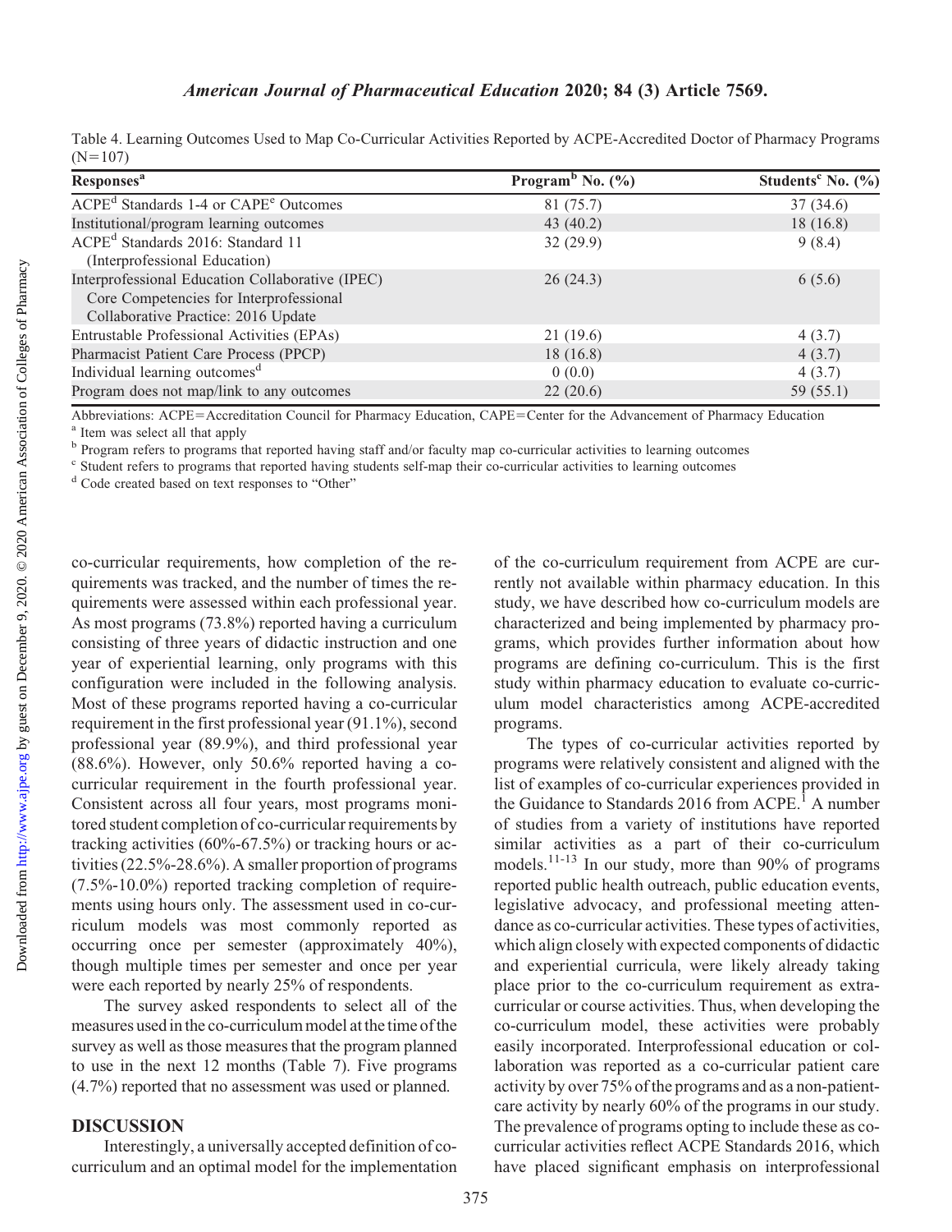Table 4. Learning Outcomes Used to Map Co-Curricular Activities Reported by ACPE-Accredited Doctor of Pharmacy Programs (N=107)

| Responses[a] | Program[b] No. (%) | Students[c] No. (%) |
|---|---|---|
| ACPE[d] Standards 1-4 or CAPE[e] Outcomes | 81 (75.7) | 37 (34.6) |
| Institutional/program learning outcomes | 43 (40.2) | 18 (16.8) |
| ACPE[d] Standards 2016: Standard 11 (Interprofessional Education) | 32 (29.9) | 9 (8.4) |
| Interprofessional Education Collaborative (IPEC) Core Competencies for Interprofessional Collaborative Practice: 2016 Update | 26 (24.3) | 6 (5.6) |
| Entrustable Professional Activities (EPAs) | 21 (19.6) | 4 (3.7) |
| Pharmacist Patient Care Process (PPCP) | 18 (16.8) | 4 (3.7) |
| Individual learning outcomes[d] | 0 (0.0) | 4 (3.7) |
| Program does not map/link to any outcomes | 22 (20.6) | 59 (55.1) |

Abbreviations: ACPE=Accreditation Council for Pharmacy Education, CAPE=Center for the Advancement of Pharmacy Education

[a] Item was select all that apply

[b] Program refers to programs that reported having staff and/or faculty map co-curricular activities to learning outcomes

[c] Student refers to programs that reported having students self-map their co-curricular activities to learning outcomes

[d] Code created based on text responses to "Other"

co-curricular requirements, how completion of the requirements was tracked, and the number of times the requirements were assessed within each professional year. As most programs (73.8%) reported having a curriculum consisting of three years of didactic instruction and one year of experiential learning, only programs with this configuration were included in the following analysis. Most of these programs reported having a co-curricular requirement in the first professional year (91.1%), second professional year (89.9%), and third professional year (88.6%). However, only 50.6% reported having a co-curricular requirement in the fourth professional year. Consistent across all four years, most programs monitored student completion of co-curricular requirements by tracking activities (60%-67.5%) or tracking hours or activities (22.5%-28.6%). A smaller proportion of programs (7.5%-10.0%) reported tracking completion of requirements using hours only. The assessment used in co-curriculum models was most commonly reported as occurring once per semester (approximately 40%), though multiple times per semester and once per year were each reported by nearly 25% of respondents.

The survey asked respondents to select all of the measures used in the co-curriculum model at the time of the survey as well as those measures that the program planned to use in the next 12 months (Table 7). Five programs (4.7%) reported that no assessment was used or planned.

## DISCUSSION

Interestingly, a universally accepted definition of co-curriculum and an optimal model for the implementation of the co-curriculum requirement from ACPE are currently not available within pharmacy education. In this study, we have described how co-curriculum models are characterized and being implemented by pharmacy programs, which provides further information about how programs are defining co-curriculum. This is the first study within pharmacy education to evaluate co-curriculum model characteristics among ACPE-accredited programs.

The types of co-curricular activities reported by programs were relatively consistent and aligned with the list of examples of co-curricular experiences provided in the Guidance to Standards 2016 from ACPE.[1] A number of studies from a variety of institutions have reported similar activities as a part of their co-curriculum models.[11-13] In our study, more than 90% of programs reported public health outreach, public education events, legislative advocacy, and professional meeting attendance as co-curricular activities. These types of activities, which align closely with expected components of didactic and experiential curricula, were likely already taking place prior to the co-curriculum requirement as extra-curricular or course activities. Thus, when developing the co-curriculum model, these activities were probably easily incorporated. Interprofessional education or collaboration was reported as a co-curricular patient care activity by over 75% of the programs and as a non-patient-care activity by nearly 60% of the programs in our study. The prevalence of programs opting to include these as co-curricular activities reflect ACPE Standards 2016, which have placed significant emphasis on interprofessional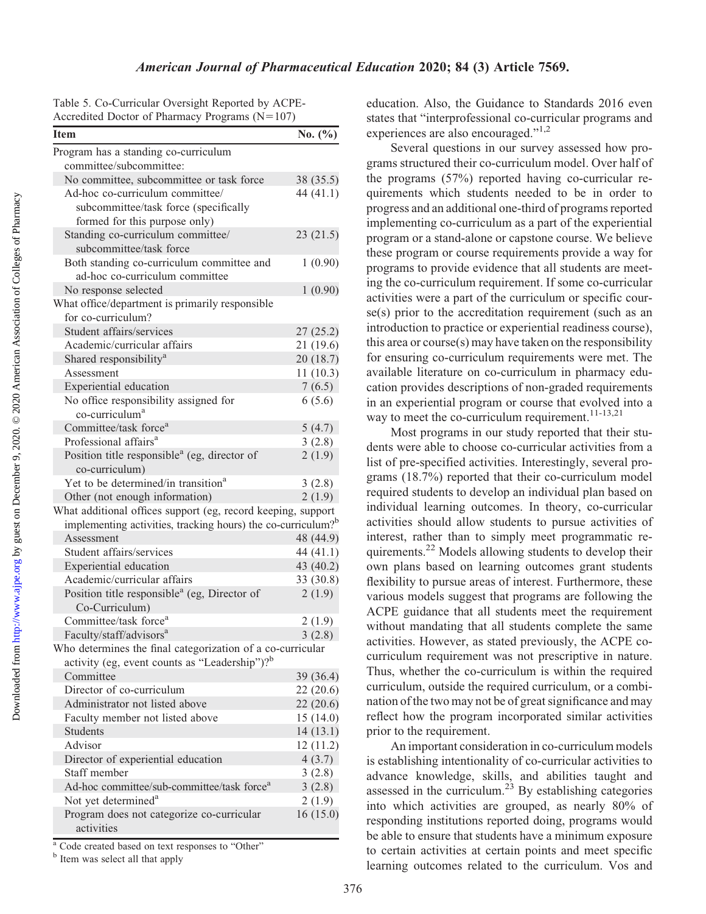Table 5. Co-Curricular Oversight Reported by ACPE-Accredited Doctor of Pharmacy Programs (N=107)

| Item | No. (%) |
|---|---|
| Program has a standing co-curriculum committee/subcommittee: | |
| No committee, subcommittee or task force | 38 (35.5) |
| Ad-hoc co-curriculum committee/ subcommittee/task force (specifically formed for this purpose only) | 44 (41.1) |
| Standing co-curriculum committee/ subcommittee/task force | 23 (21.5) |
| Both standing co-curriculum committee and ad-hoc co-curriculum committee | 1 (0.90) |
| No response selected | 1 (0.90) |
| What office/department is primarily responsible for co-curriculum? | |
| Student affairs/services | 27 (25.2) |
| Academic/curricular affairs | 21 (19.6) |
| Shared responsibility[a] | 20 (18.7) |
| Assessment | 11 (10.3) |
| Experiential education | 7 (6.5) |
| No office responsibility assigned for co-curriculum[a] | 6 (5.6) |
| Committee/task force[a] | 5 (4.7) |
| Professional affairs[a] | 3 (2.8) |
| Position title responsible[a] (eg, director of co-curriculum) | 2 (1.9) |
| Yet to be determined/in transition[a] | 3 (2.8) |
| Other (not enough information) | 2 (1.9) |
| What additional offices support (eg, record keeping, support implementing activities, tracking hours) the co-curriculum?[b] | |
| Assessment | 48 (44.9) |
| Student affairs/services | 44 (41.1) |
| Experiential education | 43 (40.2) |
| Academic/curricular affairs | 33 (30.8) |
| Position title responsible[a] (eg, Director of Co-Curriculum) | 2 (1.9) |
| Committee/task force[a] | 2 (1.9) |
| Faculty/staff/advisors[a] | 3 (2.8) |
| Who determines the final categorization of a co-curricular activity (eg, event counts as "Leadership")?[b] | |
| Committee | 39 (36.4) |
| Director of co-curriculum | 22 (20.6) |
| Administrator not listed above | 22 (20.6) |
| Faculty member not listed above | 15 (14.0) |
| Students | 14 (13.1) |
| Advisor | 12 (11.2) |
| Director of experiential education | 4 (3.7) |
| Staff member | 3 (2.8) |
| Ad-hoc committee/sub-committee/task force[a] | 3 (2.8) |
| Not yet determined[a] | 2 (1.9) |
| Program does not categorize co-curricular activities | 16 (15.0) |

[a] Code created based on text responses to "Other"

[b] Item was select all that apply

education. Also, the Guidance to Standards 2016 even states that "interprofessional co-curricular programs and experiences are also encouraged."[1,2]

Several questions in our survey assessed how programs structured their co-curriculum model. Over half of the programs (57%) reported having co-curricular requirements which students needed to be in order to progress and an additional one-third of programs reported implementing co-curriculum as a part of the experiential program or a stand-alone or capstone course. We believe these program or course requirements provide a way for programs to provide evidence that all students are meeting the co-curriculum requirement. If some co-curricular activities were a part of the curriculum or specific course(s) prior to the accreditation requirement (such as an introduction to practice or experiential readiness course), this area or course(s) may have taken on the responsibility for ensuring co-curriculum requirements were met. The available literature on co-curriculum in pharmacy education provides descriptions of non-graded requirements in an experiential program or course that evolved into a way to meet the co-curriculum requirement.[11-13,21]

Most programs in our study reported that their students were able to choose co-curricular activities from a list of pre-specified activities. Interestingly, several programs (18.7%) reported that their co-curriculum model required students to develop an individual plan based on individual learning outcomes. In theory, co-curricular activities should allow students to pursue activities of interest, rather than to simply meet programmatic requirements.[22] Models allowing students to develop their own plans based on learning outcomes grant students flexibility to pursue areas of interest. Furthermore, these various models suggest that programs are following the ACPE guidance that all students meet the requirement without mandating that all students complete the same activities. However, as stated previously, the ACPE co-curriculum requirement was not prescriptive in nature. Thus, whether the co-curriculum is within the required curriculum, outside the required curriculum, or a combination of the two may not be of great significance and may reflect how the program incorporated similar activities prior to the requirement.

An important consideration in co-curriculum models is establishing intentionality of co-curricular activities to advance knowledge, skills, and abilities taught and assessed in the curriculum.[23] By establishing categories into which activities are grouped, as nearly 80% of responding institutions reported doing, programs would be able to ensure that students have a minimum exposure to certain activities at certain points and meet specific learning outcomes related to the curriculum. Vos and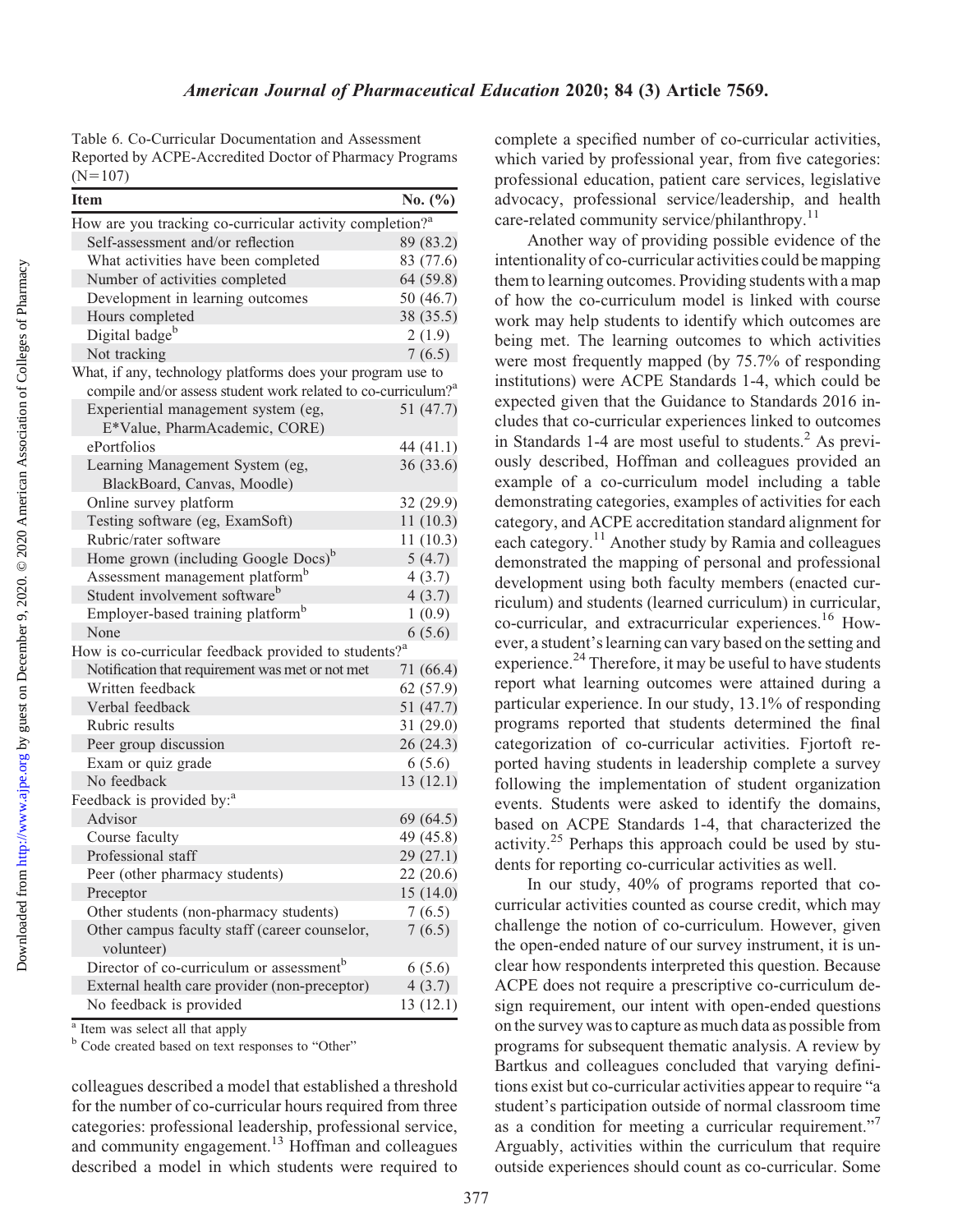Table 6. Co-Curricular Documentation and Assessment Reported by ACPE-Accredited Doctor of Pharmacy Programs (N=107)

| Item | No. (%) |
| --- | --- |
| How are you tracking co-curricular activity completion?[a] | |
| Self-assessment and/or reflection | 89 (83.2) |
| What activities have been completed | 83 (77.6) |
| Number of activities completed | 64 (59.8) |
| Development in learning outcomes | 50 (46.7) |
| Hours completed | 38 (35.5) |
| Digital badge[b] | 2 (1.9) |
| Not tracking | 7 (6.5) |
| What, if any, technology platforms does your program use to compile and/or assess student work related to co-curriculum?[a] | |
| Experiential management system (eg, E*Value, PharmAcademic, CORE) | 51 (47.7) |
| ePortfolios | 44 (41.1) |
| Learning Management System (eg, BlackBoard, Canvas, Moodle) | 36 (33.6) |
| Online survey platform | 32 (29.9) |
| Testing software (eg, ExamSoft) | 11 (10.3) |
| Rubric/rater software | 11 (10.3) |
| Home grown (including Google Docs)[b] | 5 (4.7) |
| Assessment management platform[b] | 4 (3.7) |
| Student involvement software[b] | 4 (3.7) |
| Employer-based training platform[b] | 1 (0.9) |
| None | 6 (5.6) |
| How is co-curricular feedback provided to students?[a] | |
| Notification that requirement was met or not met | 71 (66.4) |
| Written feedback | 62 (57.9) |
| Verbal feedback | 51 (47.7) |
| Rubric results | 31 (29.0) |
| Peer group discussion | 26 (24.3) |
| Exam or quiz grade | 6 (5.6) |
| No feedback | 13 (12.1) |
| Feedback is provided by:[a] | |
| Advisor | 69 (64.5) |
| Course faculty | 49 (45.8) |
| Professional staff | 29 (27.1) |
| Peer (other pharmacy students) | 22 (20.6) |
| Preceptor | 15 (14.0) |
| Other students (non-pharmacy students) | 7 (6.5) |
| Other campus faculty staff (career counselor, volunteer) | 7 (6.5) |
| Director of co-curriculum or assessment[b] | 6 (5.6) |
| External health care provider (non-preceptor) | 4 (3.7) |
| No feedback is provided | 13 (12.1) |

[a] Item was select all that apply
[b] Code created based on text responses to "Other"

colleagues described a model that established a threshold for the number of co-curricular hours required from three categories: professional leadership, professional service, and community engagement.[13] Hoffman and colleagues described a model in which students were required to complete a specified number of co-curricular activities, which varied by professional year, from five categories: professional education, patient care services, legislative advocacy, professional service/leadership, and health care-related community service/philanthropy.[11]

Another way of providing possible evidence of the intentionality of co-curricular activities could be mapping them to learning outcomes. Providing students with a map of how the co-curriculum model is linked with course work may help students to identify which outcomes are being met. The learning outcomes to which activities were most frequently mapped (by 75.7% of responding institutions) were ACPE Standards 1-4, which could be expected given that the Guidance to Standards 2016 includes that co-curricular experiences linked to outcomes in Standards 1-4 are most useful to students.[2] As previously described, Hoffman and colleagues provided an example of a co-curriculum model including a table demonstrating categories, examples of activities for each category, and ACPE accreditation standard alignment for each category.[11] Another study by Ramia and colleagues demonstrated the mapping of personal and professional development using both faculty members (enacted curriculum) and students (learned curriculum) in curricular, co-curricular, and extracurricular experiences.[16] However, a student's learning can vary based on the setting and experience.[24] Therefore, it may be useful to have students report what learning outcomes were attained during a particular experience. In our study, 13.1% of responding programs reported that students determined the final categorization of co-curricular activities. Fjortoft reported having students in leadership complete a survey following the implementation of student organization events. Students were asked to identify the domains, based on ACPE Standards 1-4, that characterized the activity.[25] Perhaps this approach could be used by students for reporting co-curricular activities as well.

In our study, 40% of programs reported that co-curricular activities counted as course credit, which may challenge the notion of co-curriculum. However, given the open-ended nature of our survey instrument, it is unclear how respondents interpreted this question. Because ACPE does not require a prescriptive co-curriculum design requirement, our intent with open-ended questions on the survey was to capture as much data as possible from programs for subsequent thematic analysis. A review by Bartkus and colleagues concluded that varying definitions exist but co-curricular activities appear to require "a student's participation outside of normal classroom time as a condition for meeting a curricular requirement."[7] Arguably, activities within the curriculum that require outside experiences should count as co-curricular. Some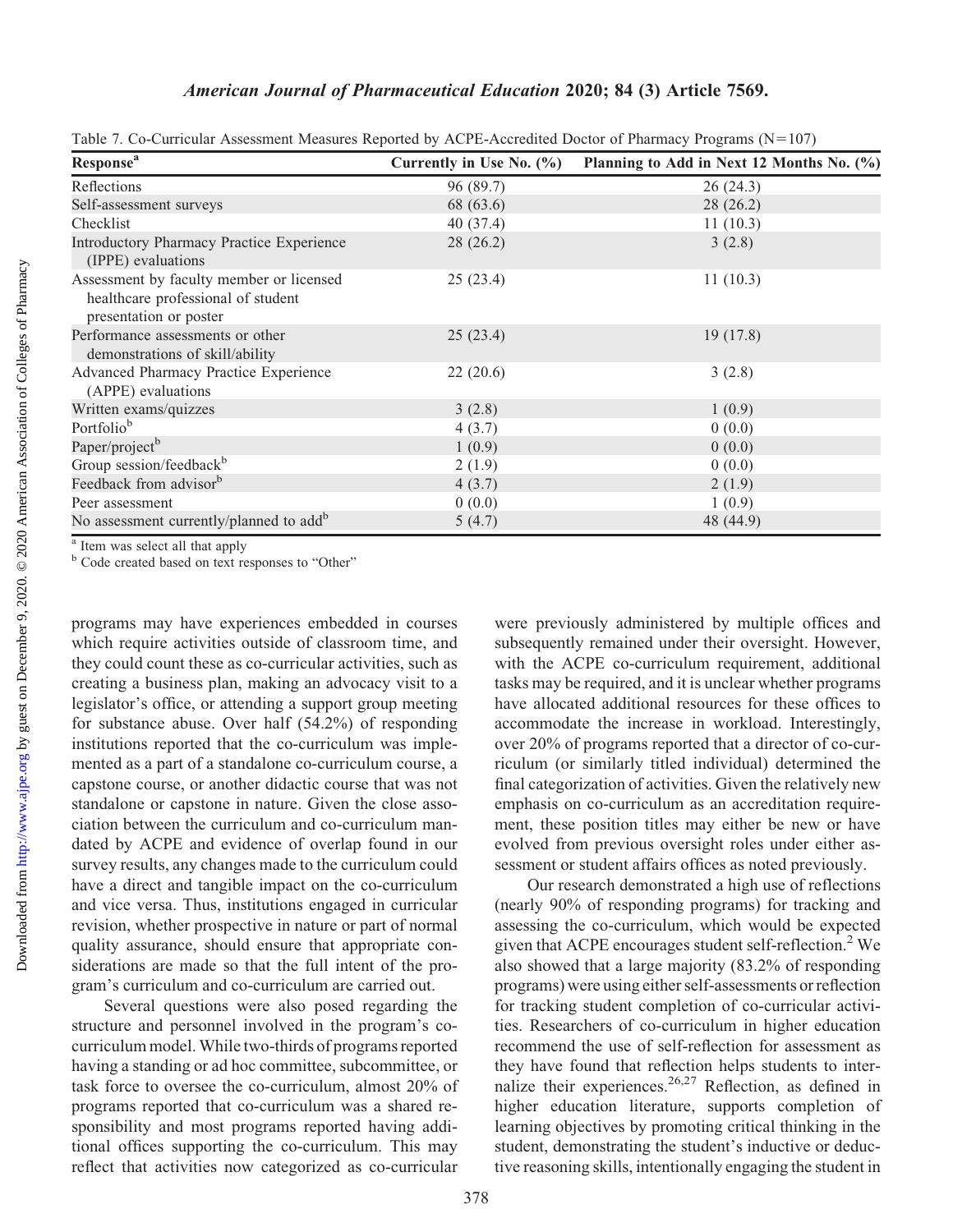Table 7. Co-Curricular Assessment Measures Reported by ACPE-Accredited Doctor of Pharmacy Programs (N=107)

| Response[a] | Currently in Use No. (%) | Planning to Add in Next 12 Months No. (%) |
| --- | --- | --- |
| Reflections | 96 (89.7) | 26 (24.3) |
| Self-assessment surveys | 68 (63.6) | 28 (26.2) |
| Checklist | 40 (37.4) | 11 (10.3) |
| Introductory Pharmacy Practice Experience (IPPE) evaluations | 28 (26.2) | 3 (2.8) |
| Assessment by faculty member or licensed healthcare professional of student presentation or poster | 25 (23.4) | 11 (10.3) |
| Performance assessments or other demonstrations of skill/ability | 25 (23.4) | 19 (17.8) |
| Advanced Pharmacy Practice Experience (APPE) evaluations | 22 (20.6) | 3 (2.8) |
| Written exams/quizzes | 3 (2.8) | 1 (0.9) |
| Portfolio[b] | 4 (3.7) | 0 (0.0) |
| Paper/project[b] | 1 (0.9) | 0 (0.0) |
| Group session/feedback[b] | 2 (1.9) | 0 (0.0) |
| Feedback from advisor[b] | 4 (3.7) | 2 (1.9) |
| Peer assessment | 0 (0.0) | 1 (0.9) |
| No assessment currently/planned to add[b] | 5 (4.7) | 48 (44.9) |

[a] Item was select all that apply

[b] Code created based on text responses to "Other"

programs may have experiences embedded in courses which require activities outside of classroom time, and they could count these as co-curricular activities, such as creating a business plan, making an advocacy visit to a legislator's office, or attending a support group meeting for substance abuse. Over half (54.2%) of responding institutions reported that the co-curriculum was implemented as a part of a standalone co-curriculum course, a capstone course, or another didactic course that was not standalone or capstone in nature. Given the close association between the curriculum and co-curriculum mandated by ACPE and evidence of overlap found in our survey results, any changes made to the curriculum could have a direct and tangible impact on the co-curriculum and vice versa. Thus, institutions engaged in curricular revision, whether prospective in nature or part of normal quality assurance, should ensure that appropriate considerations are made so that the full intent of the program's curriculum and co-curriculum are carried out.

Several questions were also posed regarding the structure and personnel involved in the program's co-curriculum model. While two-thirds of programs reported having a standing or ad hoc committee, subcommittee, or task force to oversee the co-curriculum, almost 20% of programs reported that co-curriculum was a shared responsibility and most programs reported having additional offices supporting the co-curriculum. This may reflect that activities now categorized as co-curricular were previously administered by multiple offices and subsequently remained under their oversight. However, with the ACPE co-curriculum requirement, additional tasks may be required, and it is unclear whether programs have allocated additional resources for these offices to accommodate the increase in workload. Interestingly, over 20% of programs reported that a director of co-curriculum (or similarly titled individual) determined the final categorization of activities. Given the relatively new emphasis on co-curriculum as an accreditation requirement, these position titles may either be new or have evolved from previous oversight roles under either assessment or student affairs offices as noted previously.

Our research demonstrated a high use of reflections (nearly 90% of responding programs) for tracking and assessing the co-curriculum, which would be expected given that ACPE encourages student self-reflection.[2] We also showed that a large majority (83.2% of responding programs) were using either self-assessments or reflection for tracking student completion of co-curricular activities. Researchers of co-curriculum in higher education recommend the use of self-reflection for assessment as they have found that reflection helps students to internalize their experiences.[26,27] Reflection, as defined in higher education literature, supports completion of learning objectives by promoting critical thinking in the student, demonstrating the student's inductive or deductive reasoning skills, intentionally engaging the student in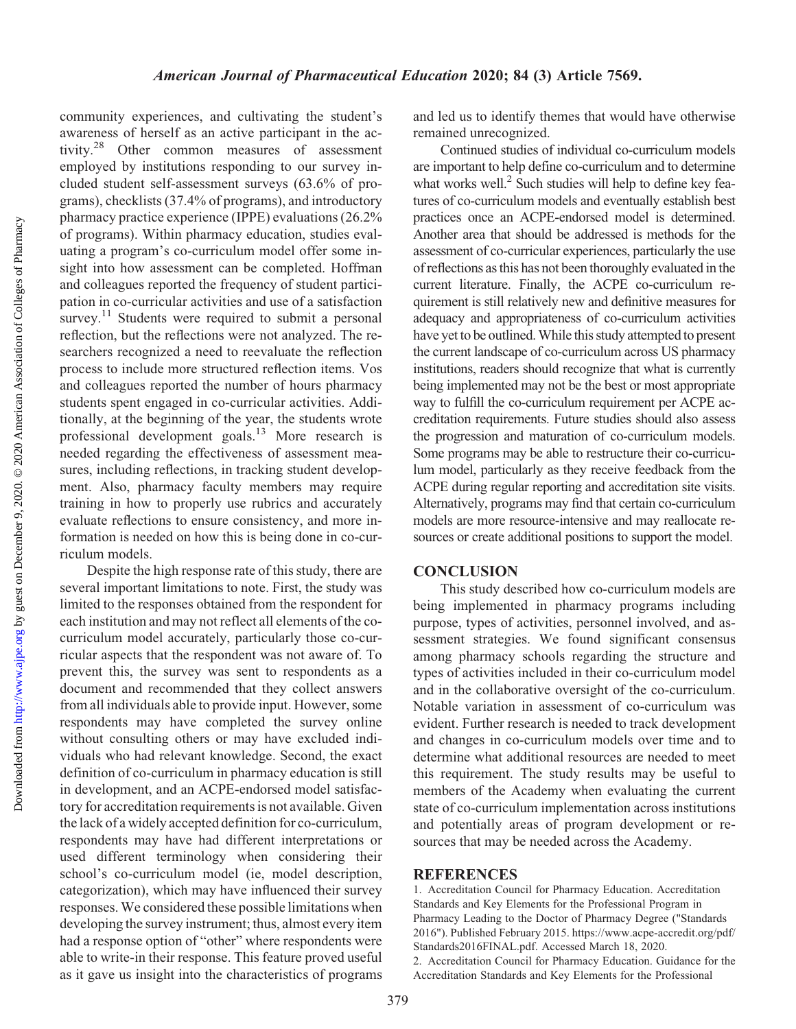community experiences, and cultivating the student's awareness of herself as an active participant in the activity.[28] Other common measures of assessment employed by institutions responding to our survey included student self-assessment surveys (63.6% of programs), checklists (37.4% of programs), and introductory pharmacy practice experience (IPPE) evaluations (26.2% of programs). Within pharmacy education, studies evaluating a program's co-curriculum model offer some insight into how assessment can be completed. Hoffman and colleagues reported the frequency of student participation in co-curricular activities and use of a satisfaction survey.[11] Students were required to submit a personal reflection, but the reflections were not analyzed. The researchers recognized a need to reevaluate the reflection process to include more structured reflection items. Vos and colleagues reported the number of hours pharmacy students spent engaged in co-curricular activities. Additionally, at the beginning of the year, the students wrote professional development goals.[13] More research is needed regarding the effectiveness of assessment measures, including reflections, in tracking student development. Also, pharmacy faculty members may require training in how to properly use rubrics and accurately evaluate reflections to ensure consistency, and more information is needed on how this is being done in co-curriculum models.

Despite the high response rate of this study, there are several important limitations to note. First, the study was limited to the responses obtained from the respondent for each institution and may not reflect all elements of the co-curriculum model accurately, particularly those co-curricular aspects that the respondent was not aware of. To prevent this, the survey was sent to respondents as a document and recommended that they collect answers from all individuals able to provide input. However, some respondents may have completed the survey online without consulting others or may have excluded individuals who had relevant knowledge. Second, the exact definition of co-curriculum in pharmacy education is still in development, and an ACPE-endorsed model satisfactory for accreditation requirements is not available. Given the lack of a widely accepted definition for co-curriculum, respondents may have had different interpretations or used different terminology when considering their school's co-curriculum model (ie, model description, categorization), which may have influenced their survey responses. We considered these possible limitations when developing the survey instrument; thus, almost every item had a response option of "other" where respondents were able to write-in their response. This feature proved useful as it gave us insight into the characteristics of programs and led us to identify themes that would have otherwise remained unrecognized.

Continued studies of individual co-curriculum models are important to help define co-curriculum and to determine what works well.[2] Such studies will help to define key features of co-curriculum models and eventually establish best practices once an ACPE-endorsed model is determined. Another area that should be addressed is methods for the assessment of co-curricular experiences, particularly the use of reflections as this has not been thoroughly evaluated in the current literature. Finally, the ACPE co-curriculum requirement is still relatively new and definitive measures for adequacy and appropriateness of co-curriculum activities have yet to be outlined. While this study attempted to present the current landscape of co-curriculum across US pharmacy institutions, readers should recognize that what is currently being implemented may not be the best or most appropriate way to fulfill the co-curriculum requirement per ACPE accreditation requirements. Future studies should also assess the progression and maturation of co-curriculum models. Some programs may be able to restructure their co-curriculum model, particularly as they receive feedback from the ACPE during regular reporting and accreditation site visits. Alternatively, programs may find that certain co-curriculum models are more resource-intensive and may reallocate resources or create additional positions to support the model.

## CONCLUSION

This study described how co-curriculum models are being implemented in pharmacy programs including purpose, types of activities, personnel involved, and assessment strategies. We found significant consensus among pharmacy schools regarding the structure and types of activities included in their co-curriculum model and in the collaborative oversight of the co-curriculum. Notable variation in assessment of co-curriculum was evident. Further research is needed to track development and changes in co-curriculum models over time and to determine what additional resources are needed to meet this requirement. The study results may be useful to members of the Academy when evaluating the current state of co-curriculum implementation across institutions and potentially areas of program development or resources that may be needed across the Academy.

## REFERENCES

1. Accreditation Council for Pharmacy Education. Accreditation Standards and Key Elements for the Professional Program in Pharmacy Leading to the Doctor of Pharmacy Degree ("Standards 2016"). Published February 2015. https://www.acpe-accredit.org/pdf/Standards2016FINAL.pdf. Accessed March 18, 2020.
2. Accreditation Council for Pharmacy Education. Guidance for the Accreditation Standards and Key Elements for the Professional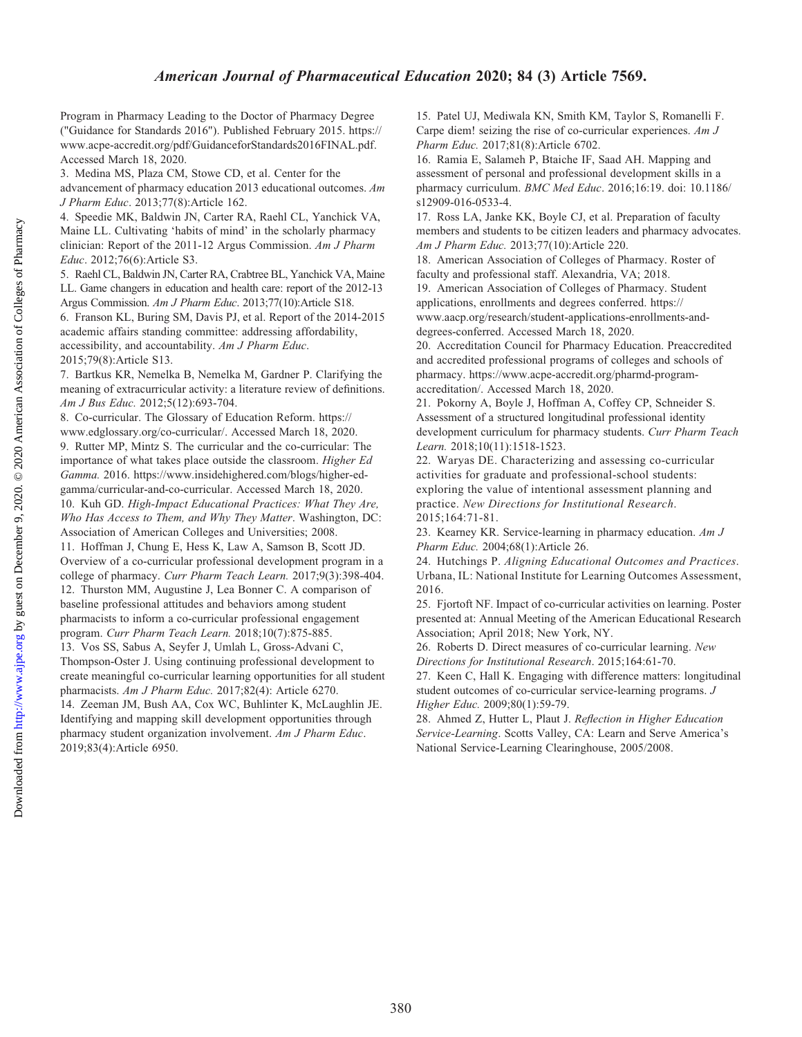Program in Pharmacy Leading to the Doctor of Pharmacy Degree ("Guidance for Standards 2016"). Published February 2015. https://www.acpe-accredit.org/pdf/GuidanceforStandards2016FINAL.pdf. Accessed March 18, 2020.

3. Medina MS, Plaza CM, Stowe CD, et al. Center for the advancement of pharmacy education 2013 educational outcomes. *Am J Pharm Educ*. 2013;77(8):Article 162.

4. Speedie MK, Baldwin JN, Carter RA, Raehl CL, Yanchick VA, Maine LL. Cultivating 'habits of mind' in the scholarly pharmacy clinician: Report of the 2011-12 Argus Commission. *Am J Pharm Educ*. 2012;76(6):Article S3.

5. Raehl CL, Baldwin JN, Carter RA, Crabtree BL, Yanchick VA, Maine LL. Game changers in education and health care: report of the 2012-13 Argus Commission. *Am J Pharm Educ*. 2013;77(10):Article S18.

6. Franson KL, Buring SM, Davis PJ, et al. Report of the 2014-2015 academic affairs standing committee: addressing affordability, accessibility, and accountability. *Am J Pharm Educ*. 2015;79(8):Article S13.

7. Bartkus KR, Nemelka B, Nemelka M, Gardner P. Clarifying the meaning of extracurricular activity: a literature review of definitions. *Am J Bus Educ.* 2012;5(12):693-704.

8. Co-curricular. The Glossary of Education Reform. https://www.edglossary.org/co-curricular/. Accessed March 18, 2020.

9. Rutter MP, Mintz S. The curricular and the co-curricular: The importance of what takes place outside the classroom. *Higher Ed Gamma.* 2016. https://www.insidehighered.com/blogs/higher-ed-gamma/curricular-and-co-curricular. Accessed March 18, 2020.

10. Kuh GD. *High-Impact Educational Practices: What They Are, Who Has Access to Them, and Why They Matter*. Washington, DC: Association of American Colleges and Universities; 2008.

11. Hoffman J, Chung E, Hess K, Law A, Samson B, Scott JD. Overview of a co-curricular professional development program in a college of pharmacy. *Curr Pharm Teach Learn.* 2017;9(3):398-404.

12. Thurston MM, Augustine J, Lea Bonner C. A comparison of baseline professional attitudes and behaviors among student pharmacists to inform a co-curricular professional engagement program. *Curr Pharm Teach Learn.* 2018;10(7):875-885.

13. Vos SS, Sabus A, Seyfer J, Umlah L, Gross-Advani C, Thompson-Oster J. Using continuing professional development to create meaningful co-curricular learning opportunities for all student pharmacists. *Am J Pharm Educ.* 2017;82(4): Article 6270.

14. Zeeman JM, Bush AA, Cox WC, Buhlinter K, McLaughlin JE. Identifying and mapping skill development opportunities through pharmacy student organization involvement. *Am J Pharm Educ*. 2019;83(4):Article 6950.

15. Patel UJ, Mediwala KN, Smith KM, Taylor S, Romanelli F. Carpe diem! seizing the rise of co-curricular experiences. *Am J Pharm Educ.* 2017;81(8):Article 6702.

16. Ramia E, Salameh P, Btaiche IF, Saad AH. Mapping and assessment of personal and professional development skills in a pharmacy curriculum. *BMC Med Educ*. 2016;16:19. doi: 10.1186/s12909-016-0533-4.

17. Ross LA, Janke KK, Boyle CJ, et al. Preparation of faculty members and students to be citizen leaders and pharmacy advocates. *Am J Pharm Educ.* 2013;77(10):Article 220.

18. American Association of Colleges of Pharmacy. Roster of faculty and professional staff. Alexandria, VA; 2018.

19. American Association of Colleges of Pharmacy. Student applications, enrollments and degrees conferred. https://www.aacp.org/research/student-applications-enrollments-and-degrees-conferred. Accessed March 18, 2020.

20. Accreditation Council for Pharmacy Education. Preaccredited and accredited professional programs of colleges and schools of pharmacy. https://www.acpe-accredit.org/pharmd-program-accreditation/. Accessed March 18, 2020.

21. Pokorny A, Boyle J, Hoffman A, Coffey CP, Schneider S. Assessment of a structured longitudinal professional identity development curriculum for pharmacy students. *Curr Pharm Teach Learn.* 2018;10(11):1518-1523.

22. Waryas DE. Characterizing and assessing co-curricular activities for graduate and professional-school students: exploring the value of intentional assessment planning and practice. *New Directions for Institutional Research*. 2015;164:71-81.

23. Kearney KR. Service-learning in pharmacy education. *Am J Pharm Educ.* 2004;68(1):Article 26.

24. Hutchings P. *Aligning Educational Outcomes and Practices*. Urbana, IL: National Institute for Learning Outcomes Assessment, 2016.

25. Fjortoft NF. Impact of co-curricular activities on learning. Poster presented at: Annual Meeting of the American Educational Research Association; April 2018; New York, NY.

26. Roberts D. Direct measures of co-curricular learning. *New Directions for Institutional Research*. 2015;164:61-70.

27. Keen C, Hall K. Engaging with difference matters: longitudinal student outcomes of co-curricular service-learning programs. *J Higher Educ.* 2009;80(1):59-79.

28. Ahmed Z, Hutter L, Plaut J. *Reflection in Higher Education Service-Learning*. Scotts Valley, CA: Learn and Serve America's National Service-Learning Clearinghouse, 2005/2008.